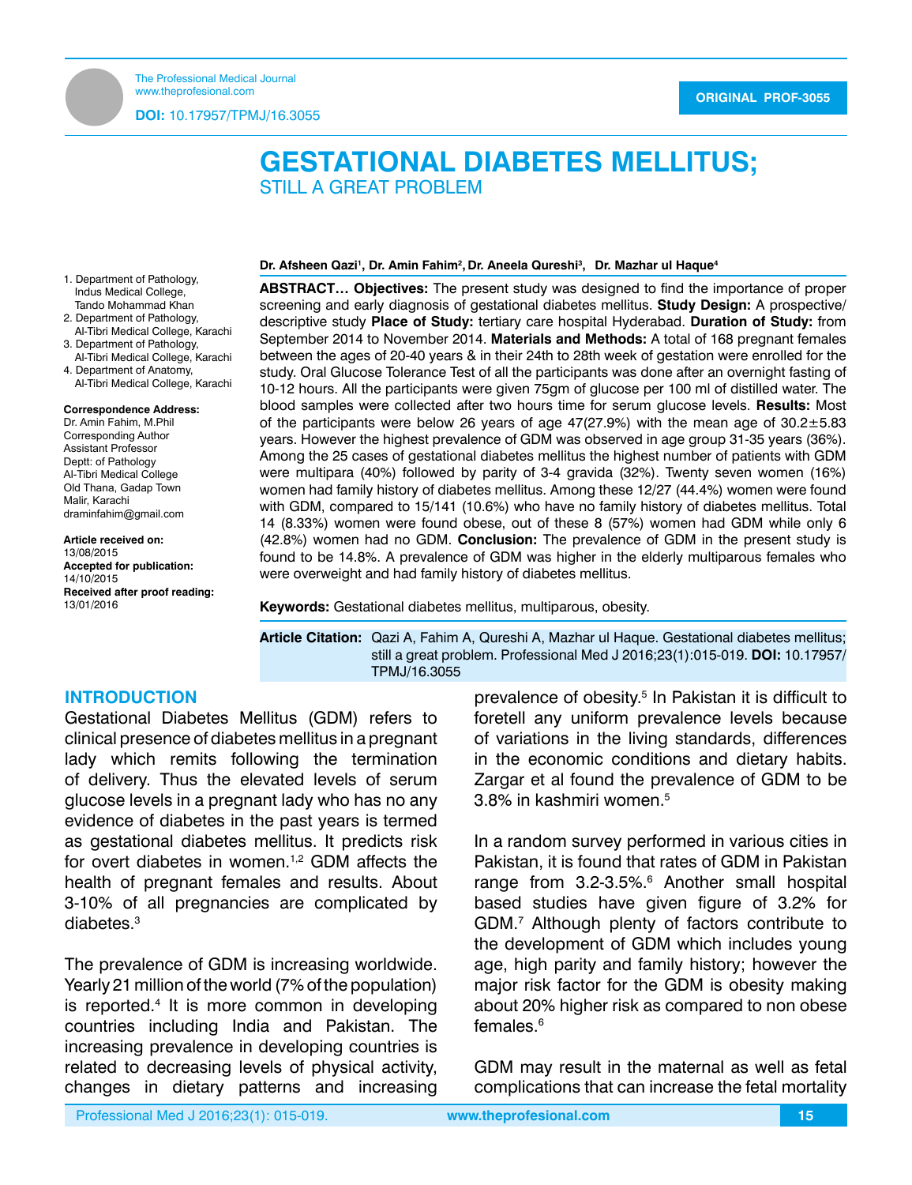The Professional Medical Journal
www.theprofesional.com

**DOI:** 10.17957/TPMJ/16.3055

**ORIGINAL PROF-3055**

# GESTATIONAL DIABETES MELLITUS;
## STILL A GREAT PROBLEM

**Dr. Afsheen Qazi[1], Dr. Amin Fahim[2], Dr. Aneela Qureshi[3], Dr. Mazhar ul Haque[4]**

1. Department of Pathology, Indus Medical College, Tando Mohammad Khan
2. Department of Pathology, Al-Tibri Medical College, Karachi
3. Department of Pathology, Al-Tibri Medical College, Karachi
4. Department of Anatomy, Al-Tibri Medical College, Karachi

**Correspondence Address:**
Dr. Amin Fahim, M.Phil
Corresponding Author
Assistant Professor
Deptt: of Pathology
Al-Tibri Medical College
Old Thana, Gadap Town
Malir, Karachi
draminfahim@gmail.com

**Article received on:**
13/08/2015
**Accepted for publication:**
14/10/2015
**Received after proof reading:**
13/01/2016

**ABSTRACT… Objectives:** The present study was designed to find the importance of proper screening and early diagnosis of gestational diabetes mellitus. **Study Design:** A prospective/descriptive study **Place of Study:** tertiary care hospital Hyderabad. **Duration of Study:** from September 2014 to November 2014. **Materials and Methods:** A total of 168 pregnant females between the ages of 20-40 years & in their 24th to 28th week of gestation were enrolled for the study. Oral Glucose Tolerance Test of all the participants was done after an overnight fasting of 10-12 hours. All the participants were given 75gm of glucose per 100 ml of distilled water. The blood samples were collected after two hours time for serum glucose levels. **Results:** Most of the participants were below 26 years of age 47(27.9%) with the mean age of 30.2±5.83 years. However the highest prevalence of GDM was observed in age group 31-35 years (36%). Among the 25 cases of gestational diabetes mellitus the highest number of patients with GDM were multipara (40%) followed by parity of 3-4 gravida (32%). Twenty seven women (16%) women had family history of diabetes mellitus. Among these 12/27 (44.4%) women were found with GDM, compared to 15/141 (10.6%) who have no family history of diabetes mellitus. Total 14 (8.33%) women were found obese, out of these 8 (57%) women had GDM while only 6 (42.8%) women had no GDM. **Conclusion:** The prevalence of GDM in the present study is found to be 14.8%. A prevalence of GDM was higher in the elderly multiparous females who were overweight and had family history of diabetes mellitus.

**Keywords:** Gestational diabetes mellitus, multiparous, obesity.

**Article Citation:** Qazi A, Fahim A, Qureshi A, Mazhar ul Haque. Gestational diabetes mellitus; still a great problem. Professional Med J 2016;23(1):015-019. **DOI:** 10.17957/TPMJ/16.3055

## INTRODUCTION

Gestational Diabetes Mellitus (GDM) refers to clinical presence of diabetes mellitus in a pregnant lady which remits following the termination of delivery. Thus the elevated levels of serum glucose levels in a pregnant lady who has no any evidence of diabetes in the past years is termed as gestational diabetes mellitus. It predicts risk for overt diabetes in women.[1,2] GDM affects the health of pregnant females and results. About 3-10% of all pregnancies are complicated by diabetes.[3]

The prevalence of GDM is increasing worldwide. Yearly 21 million of the world (7% of the population) is reported.[4] It is more common in developing countries including India and Pakistan. The increasing prevalence in developing countries is related to decreasing levels of physical activity, changes in dietary patterns and increasing prevalence of obesity.[5] In Pakistan it is difficult to foretell any uniform prevalence levels because of variations in the living standards, differences in the economic conditions and dietary habits. Zargar et al found the prevalence of GDM to be 3.8% in kashmiri women.[5]

In a random survey performed in various cities in Pakistan, it is found that rates of GDM in Pakistan range from 3.2-3.5%.[6] Another small hospital based studies have given figure of 3.2% for GDM.[7] Although plenty of factors contribute to the development of GDM which includes young age, high parity and family history; however the major risk factor for the GDM is obesity making about 20% higher risk as compared to non obese females.[6]

GDM may result in the maternal as well as fetal complications that can increase the fetal mortality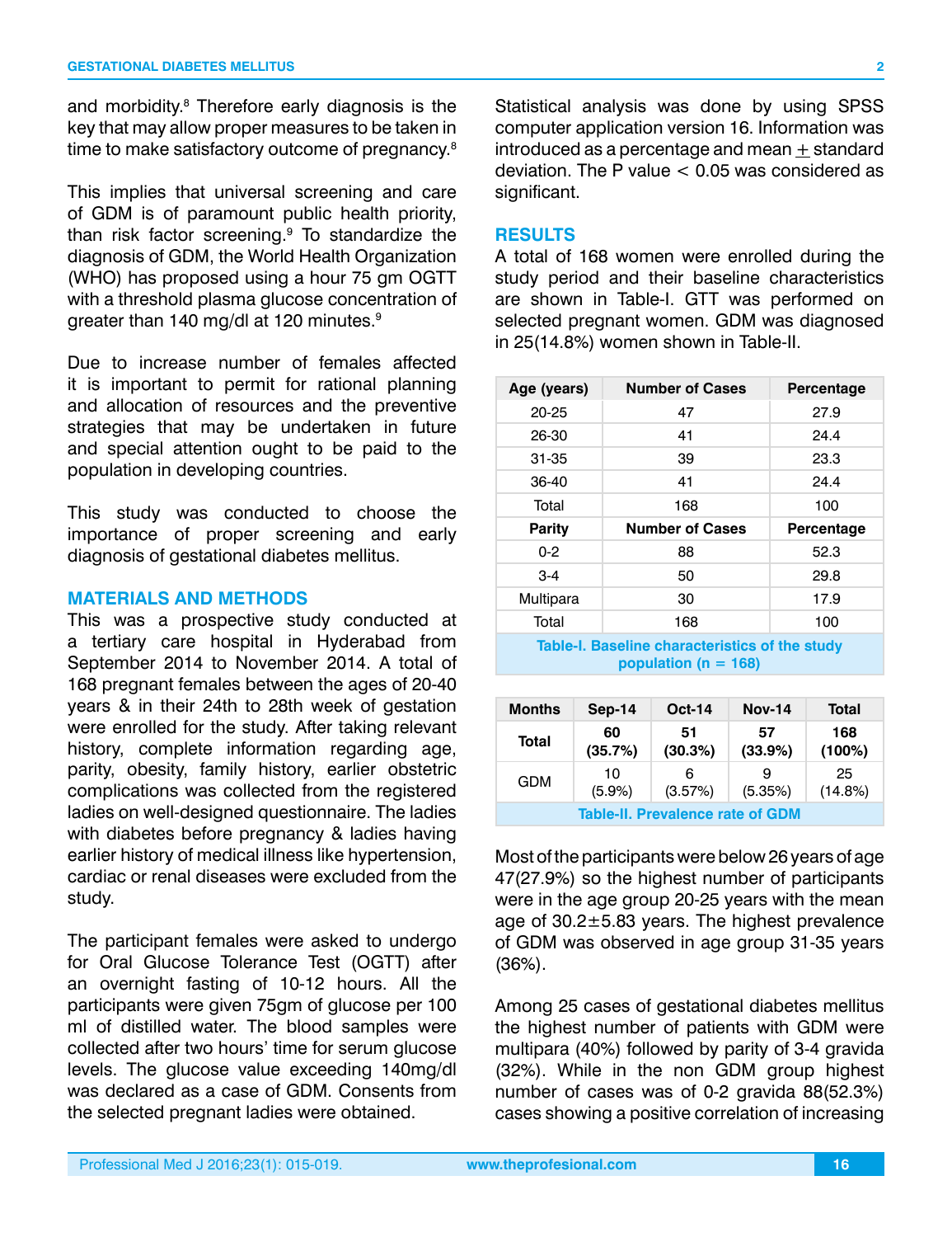and morbidity.[8] Therefore early diagnosis is the key that may allow proper measures to be taken in time to make satisfactory outcome of pregnancy.[8]

This implies that universal screening and care of GDM is of paramount public health priority, than risk factor screening.[9] To standardize the diagnosis of GDM, the World Health Organization (WHO) has proposed using a hour 75 gm OGTT with a threshold plasma glucose concentration of greater than 140 mg/dl at 120 minutes.[9]

Due to increase number of females affected it is important to permit for rational planning and allocation of resources and the preventive strategies that may be undertaken in future and special attention ought to be paid to the population in developing countries.

This study was conducted to choose the importance of proper screening and early diagnosis of gestational diabetes mellitus.

## MATERIALS AND METHODS

This was a prospective study conducted at a tertiary care hospital in Hyderabad from September 2014 to November 2014. A total of 168 pregnant females between the ages of 20-40 years & in their 24th to 28th week of gestation were enrolled for the study. After taking relevant history, complete information regarding age, parity, obesity, family history, earlier obstetric complications was collected from the registered ladies on well-designed questionnaire. The ladies with diabetes before pregnancy & ladies having earlier history of medical illness like hypertension, cardiac or renal diseases were excluded from the study.

The participant females were asked to undergo for Oral Glucose Tolerance Test (OGTT) after an overnight fasting of 10-12 hours. All the participants were given 75gm of glucose per 100 ml of distilled water. The blood samples were collected after two hours' time for serum glucose levels. The glucose value exceeding 140mg/dl was declared as a case of GDM. Consents from the selected pregnant ladies were obtained.

Statistical analysis was done by using SPSS computer application version 16. Information was introduced as a percentage and mean ± standard deviation. The P value < 0.05 was considered as significant.

## RESULTS

A total of 168 women were enrolled during the study period and their baseline characteristics are shown in Table-I. GTT was performed on selected pregnant women. GDM was diagnosed in 25(14.8%) women shown in Table-II.

| Age (years) | Number of Cases | Percentage |
|---|---|---|
| 20-25 | 47 | 27.9 |
| 26-30 | 41 | 24.4 |
| 31-35 | 39 | 23.3 |
| 36-40 | 41 | 24.4 |
| Total | 168 | 100 |
| **Parity** | **Number of Cases** | **Percentage** |
| 0-2 | 88 | 52.3 |
| 3-4 | 50 | 29.8 |
| Multipara | 30 | 17.9 |
| Total | 168 | 100 |

Table-I. Baseline characteristics of the study population (n = 168)

| Months | Sep-14 | Oct-14 | Nov-14 | Total |
|---|---|---|---|---|
| **Total** | **60 (35.7%)** | **51 (30.3%)** | **57 (33.9%)** | **168 (100%)** |
| GDM | 10 (5.9%) | 6 (3.57%) | 9 (5.35%) | 25 (14.8%) |

Table-II. Prevalence rate of GDM

Most of the participants were below 26 years of age 47(27.9%) so the highest number of participants were in the age group 20-25 years with the mean age of 30.2±5.83 years. The highest prevalence of GDM was observed in age group 31-35 years (36%).

Among 25 cases of gestational diabetes mellitus the highest number of patients with GDM were multipara (40%) followed by parity of 3-4 gravida (32%). While in the non GDM group highest number of cases was of 0-2 gravida 88(52.3%) cases showing a positive correlation of increasing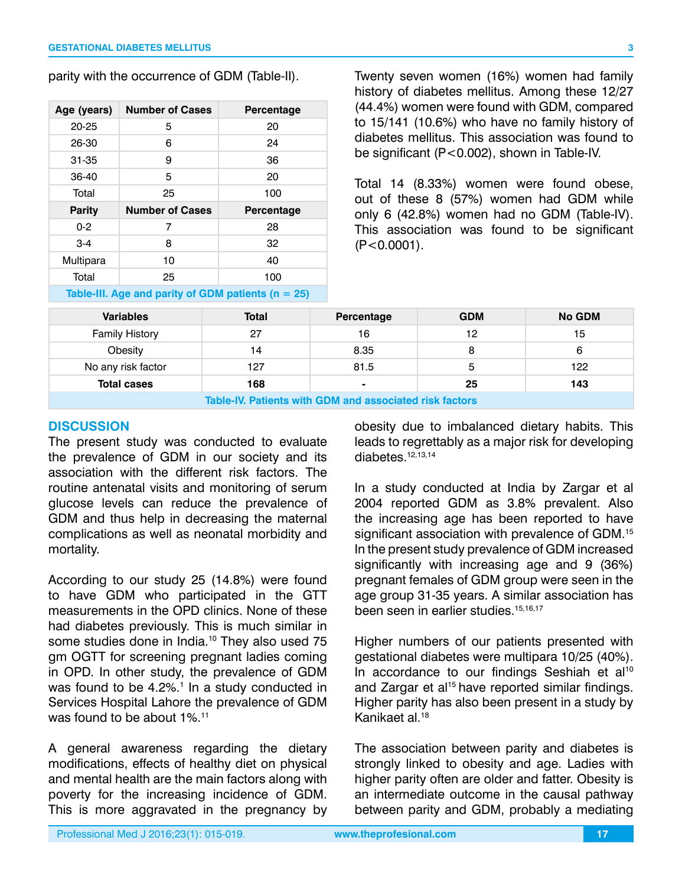parity with the occurrence of GDM (Table-II).

| Age (years) | Number of Cases | Percentage |
|---|---|---|
| 20-25 | 5 | 20 |
| 26-30 | 6 | 24 |
| 31-35 | 9 | 36 |
| 36-40 | 5 | 20 |
| Total | 25 | 100 |
| **Parity** | **Number of Cases** | **Percentage** |
| 0-2 | 7 | 28 |
| 3-4 | 8 | 32 |
| Multipara | 10 | 40 |
| Total | 25 | 100 |

Table-III. Age and parity of GDM patients (n = 25)

Twenty seven women (16%) women had family history of diabetes mellitus. Among these 12/27 (44.4%) women were found with GDM, compared to 15/141 (10.6%) who have no family history of diabetes mellitus. This association was found to be significant (P<0.002), shown in Table-IV.

Total 14 (8.33%) women were found obese, out of these 8 (57%) women had GDM while only 6 (42.8%) women had no GDM (Table-IV). This association was found to be significant (P<0.0001).

| Variables | Total | Percentage | GDM | No GDM |
|---|---|---|---|---|
| Family History | 27 | 16 | 12 | 15 |
| Obesity | 14 | 8.35 | 8 | 6 |
| No any risk factor | 127 | 81.5 | 5 | 122 |
| **Total cases** | **168** | **-** | **25** | **143** |

Table-IV. Patients with GDM and associated risk factors

## DISCUSSION

The present study was conducted to evaluate the prevalence of GDM in our society and its association with the different risk factors. The routine antenatal visits and monitoring of serum glucose levels can reduce the prevalence of GDM and thus help in decreasing the maternal complications as well as neonatal morbidity and mortality.

According to our study 25 (14.8%) were found to have GDM who participated in the GTT measurements in the OPD clinics. None of these had diabetes previously. This is much similar in some studies done in India.[10] They also used 75 gm OGTT for screening pregnant ladies coming in OPD. In other study, the prevalence of GDM was found to be 4.2%.[1] In a study conducted in Services Hospital Lahore the prevalence of GDM was found to be about 1%.[11]

A general awareness regarding the dietary modifications, effects of healthy diet on physical and mental health are the main factors along with poverty for the increasing incidence of GDM. This is more aggravated in the pregnancy by obesity due to imbalanced dietary habits. This leads to regrettably as a major risk for developing diabetes.[12,13,14]

In a study conducted at India by Zargar et al 2004 reported GDM as 3.8% prevalent. Also the increasing age has been reported to have significant association with prevalence of GDM.[15] In the present study prevalence of GDM increased significantly with increasing age and 9 (36%) pregnant females of GDM group were seen in the age group 31-35 years. A similar association has been seen in earlier studies.[15,16,17]

Higher numbers of our patients presented with gestational diabetes were multipara 10/25 (40%). In accordance to our findings Seshiah et al[10] and Zargar et al[15] have reported similar findings. Higher parity has also been present in a study by Kanikaet al.[18]

The association between parity and diabetes is strongly linked to obesity and age. Ladies with higher parity often are older and fatter. Obesity is an intermediate outcome in the causal pathway between parity and GDM, probably a mediating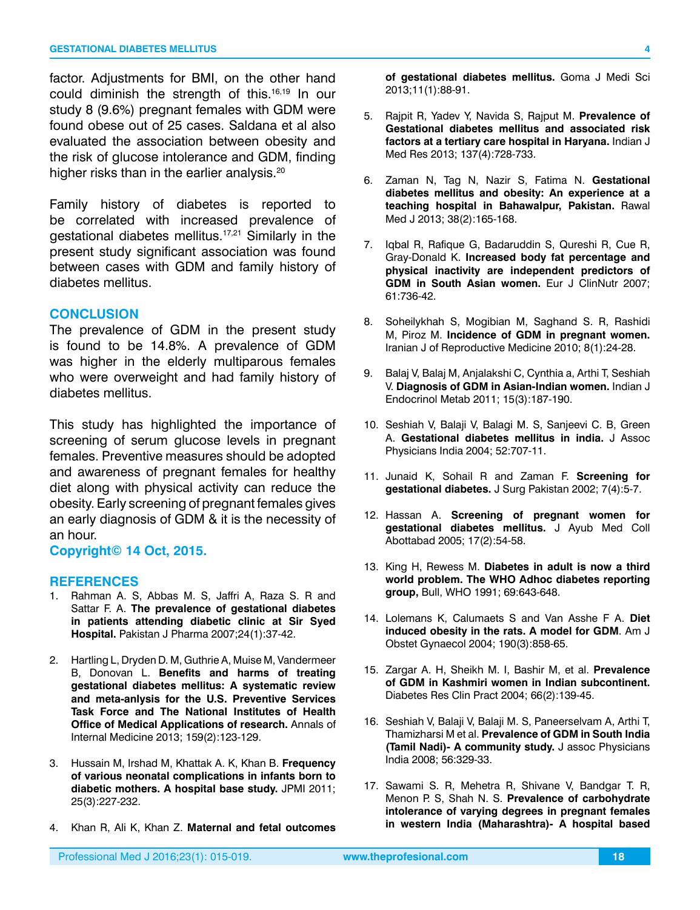factor. Adjustments for BMI, on the other hand could diminish the strength of this.[16,19] In our study 8 (9.6%) pregnant females with GDM were found obese out of 25 cases. Saldana et al also evaluated the association between obesity and the risk of glucose intolerance and GDM, finding higher risks than in the earlier analysis.[20]

Family history of diabetes is reported to be correlated with increased prevalence of gestational diabetes mellitus.[17,21] Similarly in the present study significant association was found between cases with GDM and family history of diabetes mellitus.

## CONCLUSION

The prevalence of GDM in the present study is found to be 14.8%. A prevalence of GDM was higher in the elderly multiparous females who were overweight and had family history of diabetes mellitus.

This study has highlighted the importance of screening of serum glucose levels in pregnant females. Preventive measures should be adopted and awareness of pregnant females for healthy diet along with physical activity can reduce the obesity. Early screening of pregnant females gives an early diagnosis of GDM & it is the necessity of an hour.

**Copyright© 14 Oct, 2015.**

## REFERENCES

1. Rahman A. S, Abbas M. S, Jaffri A, Raza S. R and Sattar F. A. **The prevalence of gestational diabetes in patients attending diabetic clinic at Sir Syed Hospital.** Pakistan J Pharma 2007;24(1):37-42.
2. Hartling L, Dryden D. M, Guthrie A, Muise M, Vandermeer B, Donovan L. **Benefits and harms of treating gestational diabetes mellitus: A systematic review and meta-anlysis for the U.S. Preventive Services Task Force and The National Institutes of Health Office of Medical Applications of research.** Annals of Internal Medicine 2013; 159(2):123-129.
3. Hussain M, Irshad M, Khattak A. K, Khan B. **Frequency of various neonatal complications in infants born to diabetic mothers. A hospital base study.** JPMI 2011; 25(3):227-232.
4. Khan R, Ali K, Khan Z. **Maternal and fetal outcomes of gestational diabetes mellitus.** Goma J Medi Sci 2013;11(1):88-91.
5. Rajpit R, Yadev Y, Navida S, Rajput M. **Prevalence of Gestational diabetes mellitus and associated risk factors at a tertiary care hospital in Haryana.** Indian J Med Res 2013; 137(4):728-733.
6. Zaman N, Tag N, Nazir S, Fatima N. **Gestational diabetes mellitus and obesity: An experience at a teaching hospital in Bahawalpur, Pakistan.** Rawal Med J 2013; 38(2):165-168.
7. Iqbal R, Rafique G, Badaruddin S, Qureshi R, Cue R, Gray-Donald K. **Increased body fat percentage and physical inactivity are independent predictors of GDM in South Asian women.** Eur J ClinNutr 2007; 61:736-42.
8. Soheilykhah S, Mogibian M, Saghand S. R, Rashidi M, Piroz M. **Incidence of GDM in pregnant women.** Iranian J of Reproductive Medicine 2010; 8(1):24-28.
9. Balaj V, Balaj M, Anjalakshi C, Cynthia a, Arthi T, Seshiah V. **Diagnosis of GDM in Asian-Indian women.** Indian J Endocrinol Metab 2011; 15(3):187-190.
10. Seshiah V, Balaji V, Balagi M. S, Sanjeevi C. B, Green A. **Gestational diabetes mellitus in india.** J Assoc Physicians India 2004; 52:707-11.
11. Junaid K, Sohail R and Zaman F. **Screening for gestational diabetes.** J Surg Pakistan 2002; 7(4):5-7.
12. Hassan A. **Screening of pregnant women for gestational diabetes mellitus.** J Ayub Med Coll Abottabad 2005; 17(2):54-58.
13. King H, Rewess M. **Diabetes in adult is now a third world problem. The WHO Adhoc diabetes reporting group,** Bull, WHO 1991; 69:643-648.
14. Lolemans K, Calumaets S and Van Asshe F A. **Diet induced obesity in the rats. A model for GDM**. Am J Obstet Gynaecol 2004; 190(3):858-65.
15. Zargar A. H, Sheikh M. I, Bashir M, et al. **Prevalence of GDM in Kashmiri women in Indian subcontinent.** Diabetes Res Clin Pract 2004; 66(2):139-45.
16. Seshiah V, Balaji V, Balaji M. S, Paneerselvam A, Arthi T, Thamizharsi M et al. **Prevalence of GDM in South India (Tamil Nadi)- A community study.** J assoc Physicians India 2008; 56:329-33.
17. Sawami S. R, Mehetra R, Shivane V, Bandgar T. R, Menon P. S, Shah N. S. **Prevalence of carbohydrate intolerance of varying degrees in pregnant females in western India (Maharashtra)- A hospital based**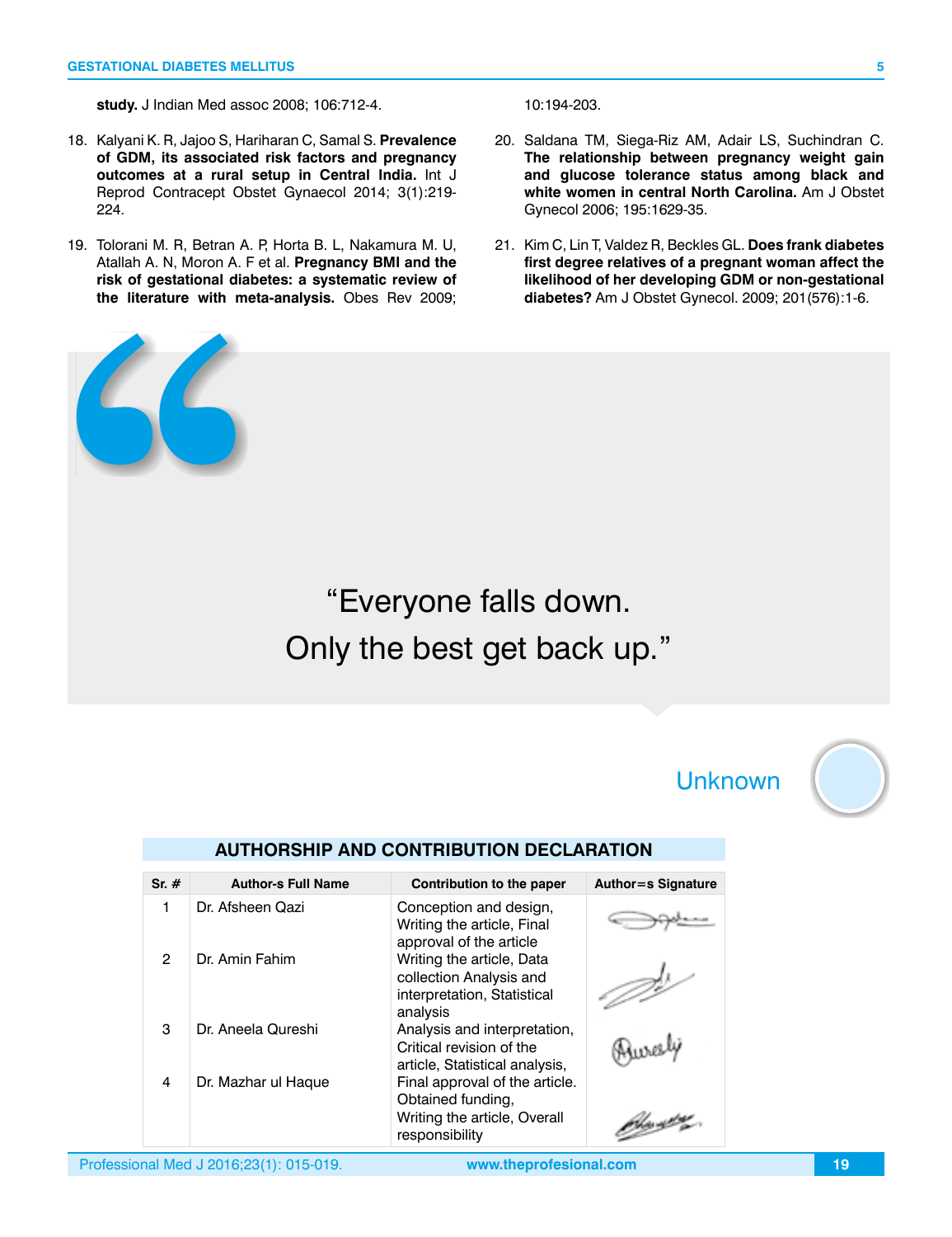**study.** J Indian Med assoc 2008; 106:712-4.

18. Kalyani K. R, Jajoo S, Hariharan C, Samal S. **Prevalence of GDM, its associated risk factors and pregnancy outcomes at a rural setup in Central India.** Int J Reprod Contracept Obstet Gynaecol 2014; 3(1):219-224.

19. Tolorani M. R, Betran A. P, Horta B. L, Nakamura M. U, Atallah A. N, Moron A. F et al. **Pregnancy BMI and the risk of gestational diabetes: a systematic review of the literature with meta-analysis.** Obes Rev 2009; 10:194-203.

20. Saldana TM, Siega-Riz AM, Adair LS, Suchindran C. **The relationship between pregnancy weight gain and glucose tolerance status among black and white women in central North Carolina.** Am J Obstet Gynecol 2006; 195:1629-35.

21. Kim C, Lin T, Valdez R, Beckles GL. **Does frank diabetes first degree relatives of a pregnant woman affect the likelihood of her developing GDM or non-gestational diabetes?** Am J Obstet Gynecol. 2009; 201(576):1-6.

> "Everyone falls down.
> Only the best get back up."
>
> Unknown

## AUTHORSHIP AND CONTRIBUTION DECLARATION

| Sr. # | Author-s Full Name | Contribution to the paper | Author=s Signature |
|---|---|---|---|
| 1 | Dr. Afsheen Qazi | Conception and design, Writing the article, Final approval of the article | |
| 2 | Dr. Amin Fahim | Writing the article, Data collection Analysis and interpretation, Statistical analysis | |
| 3 | Dr. Aneela Qureshi | Analysis and interpretation, Critical revision of the article, Statistical analysis, | |
| 4 | Dr. Mazhar ul Haque | Final approval of the article. Obtained funding, Writing the article, Overall responsibility | |